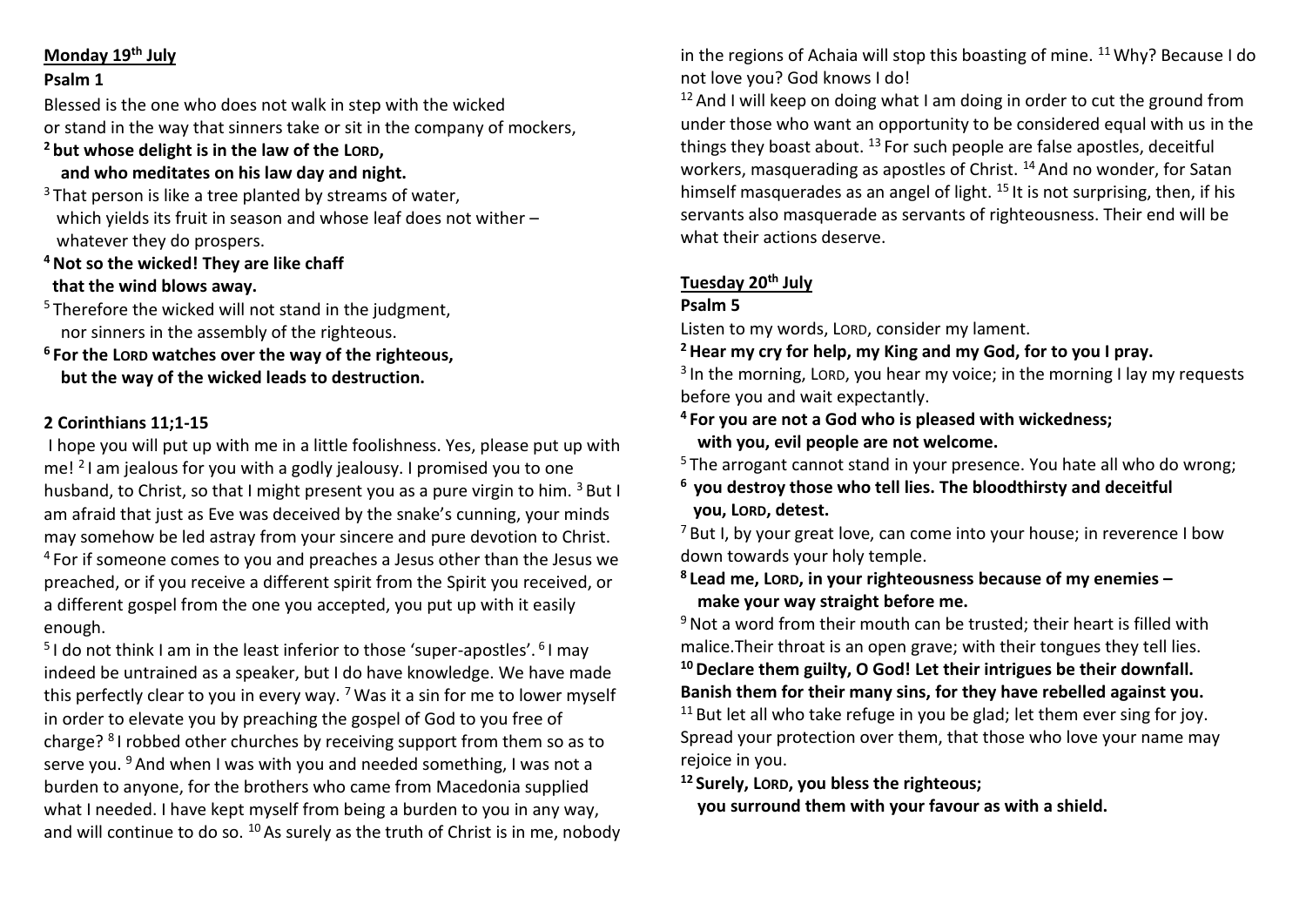**Monday 19th July**

**Psalm 1**

Blessed is the one who does not walk in step with the wicked
or stand in the way that sinners take or sit in the company of mockers,

**2 but whose delight is in the law of the LORD,**
**and who meditates on his law day and night.**

3 That person is like a tree planted by streams of water,
which yields its fruit in season and whose leaf does not wither –
whatever they do prospers.

**4 Not so the wicked! They are like chaff**
**that the wind blows away.**

5 Therefore the wicked will not stand in the judgment,
nor sinners in the assembly of the righteous.

**6 For the LORD watches over the way of the righteous,**
**but the way of the wicked leads to destruction.**

**2 Corinthians 11;1-15**

I hope you will put up with me in a little foolishness. Yes, please put up with me! 2 I am jealous for you with a godly jealousy. I promised you to one husband, to Christ, so that I might present you as a pure virgin to him. 3 But I am afraid that just as Eve was deceived by the snake's cunning, your minds may somehow be led astray from your sincere and pure devotion to Christ. 4 For if someone comes to you and preaches a Jesus other than the Jesus we preached, or if you receive a different spirit from the Spirit you received, or a different gospel from the one you accepted, you put up with it easily enough.

5 I do not think I am in the least inferior to those 'super-apostles'. 6 I may indeed be untrained as a speaker, but I do have knowledge. We have made this perfectly clear to you in every way. 7 Was it a sin for me to lower myself in order to elevate you by preaching the gospel of God to you free of charge? 8 I robbed other churches by receiving support from them so as to serve you. 9 And when I was with you and needed something, I was not a burden to anyone, for the brothers who came from Macedonia supplied what I needed. I have kept myself from being a burden to you in any way, and will continue to do so. 10 As surely as the truth of Christ is in me, nobody in the regions of Achaia will stop this boasting of mine. 11 Why? Because I do not love you? God knows I do!

12 And I will keep on doing what I am doing in order to cut the ground from under those who want an opportunity to be considered equal with us in the things they boast about. 13 For such people are false apostles, deceitful workers, masquerading as apostles of Christ. 14 And no wonder, for Satan himself masquerades as an angel of light. 15 It is not surprising, then, if his servants also masquerade as servants of righteousness. Their end will be what their actions deserve.

**Tuesday 20th July**

**Psalm 5**

Listen to my words, LORD, consider my lament.

**2 Hear my cry for help, my King and my God, for to you I pray.**

3 In the morning, LORD, you hear my voice; in the morning I lay my requests before you and wait expectantly.

**4 For you are not a God who is pleased with wickedness;**
**with you, evil people are not welcome.**

5 The arrogant cannot stand in your presence. You hate all who do wrong;

**6 you destroy those who tell lies. The bloodthirsty and deceitful**
**you, LORD, detest.**

7 But I, by your great love, can come into your house; in reverence I bow down towards your holy temple.

**8 Lead me, LORD, in your righteousness because of my enemies –**
**make your way straight before me.**

9 Not a word from their mouth can be trusted; their heart is filled with malice.Their throat is an open grave; with their tongues they tell lies.

**10 Declare them guilty, O God! Let their intrigues be their downfall.**
**Banish them for their many sins, for they have rebelled against you.**

11 But let all who take refuge in you be glad; let them ever sing for joy. Spread your protection over them, that those who love your name may rejoice in you.

**12 Surely, LORD, you bless the righteous;**
**you surround them with your favour as with a shield.**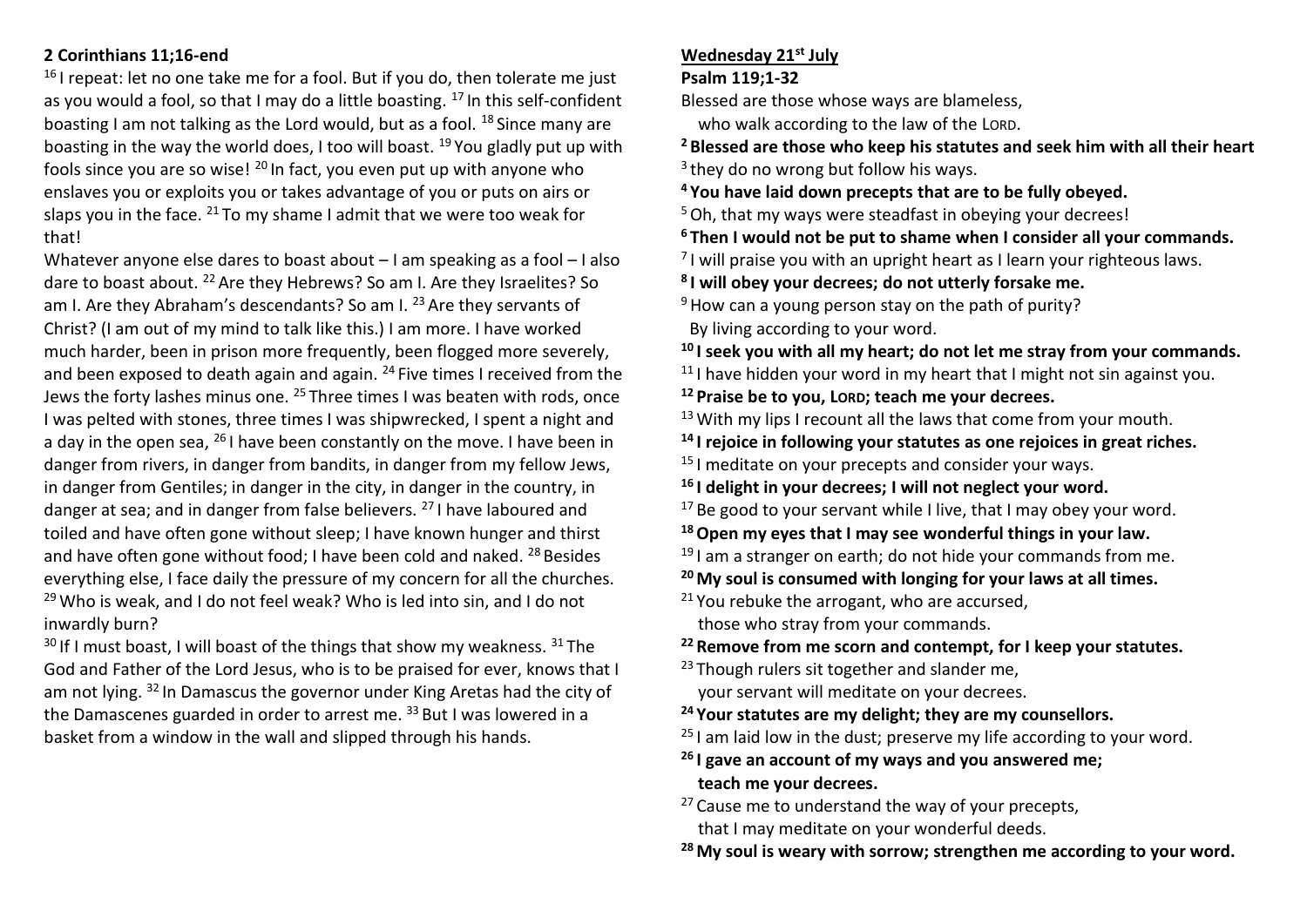**2 Corinthians 11;16-end**

16 I repeat: let no one take me for a fool. But if you do, then tolerate me just as you would a fool, so that I may do a little boasting. 17 In this self-confident boasting I am not talking as the Lord would, but as a fool. 18 Since many are boasting in the way the world does, I too will boast. 19 You gladly put up with fools since you are so wise! 20 In fact, you even put up with anyone who enslaves you or exploits you or takes advantage of you or puts on airs or slaps you in the face. 21 To my shame I admit that we were too weak for that!

Whatever anyone else dares to boast about – I am speaking as a fool – I also dare to boast about. 22 Are they Hebrews? So am I. Are they Israelites? So am I. Are they Abraham's descendants? So am I. 23 Are they servants of Christ? (I am out of my mind to talk like this.) I am more. I have worked much harder, been in prison more frequently, been flogged more severely, and been exposed to death again and again. 24 Five times I received from the Jews the forty lashes minus one. 25 Three times I was beaten with rods, once I was pelted with stones, three times I was shipwrecked, I spent a night and a day in the open sea, 26 I have been constantly on the move. I have been in danger from rivers, in danger from bandits, in danger from my fellow Jews, in danger from Gentiles; in danger in the city, in danger in the country, in danger at sea; and in danger from false believers. 27 I have laboured and toiled and have often gone without sleep; I have known hunger and thirst and have often gone without food; I have been cold and naked. 28 Besides everything else, I face daily the pressure of my concern for all the churches. 29 Who is weak, and I do not feel weak? Who is led into sin, and I do not inwardly burn?

30 If I must boast, I will boast of the things that show my weakness. 31 The God and Father of the Lord Jesus, who is to be praised for ever, knows that I am not lying. 32 In Damascus the governor under King Aretas had the city of the Damascenes guarded in order to arrest me. 33 But I was lowered in a basket from a window in the wall and slipped through his hands.

**Wednesday 21st July**

**Psalm 119;1-32**

Blessed are those whose ways are blameless,
who walk according to the law of the LORD.

**2 Blessed are those who keep his statutes and seek him with all their heart**

3 they do no wrong but follow his ways.

**4 You have laid down precepts that are to be fully obeyed.**

5 Oh, that my ways were steadfast in obeying your decrees!

**6 Then I would not be put to shame when I consider all your commands.**

7 I will praise you with an upright heart as I learn your righteous laws.

**8 I will obey your decrees; do not utterly forsake me.**

9 How can a young person stay on the path of purity?
By living according to your word.

**10 I seek you with all my heart; do not let me stray from your commands.**

11 I have hidden your word in my heart that I might not sin against you.

**12 Praise be to you, LORD; teach me your decrees.**

13 With my lips I recount all the laws that come from your mouth.

**14 I rejoice in following your statutes as one rejoices in great riches.**

15 I meditate on your precepts and consider your ways.

**16 I delight in your decrees; I will not neglect your word.**

17 Be good to your servant while I live, that I may obey your word.

**18 Open my eyes that I may see wonderful things in your law.**

19 I am a stranger on earth; do not hide your commands from me.

**20 My soul is consumed with longing for your laws at all times.**

21 You rebuke the arrogant, who are accursed,
those who stray from your commands.

**22 Remove from me scorn and contempt, for I keep your statutes.**

23 Though rulers sit together and slander me,
your servant will meditate on your decrees.

**24 Your statutes are my delight; they are my counsellors.**

25 I am laid low in the dust; preserve my life according to your word.

**26 I gave an account of my ways and you answered me;
teach me your decrees.**

27 Cause me to understand the way of your precepts,
that I may meditate on your wonderful deeds.

**28 My soul is weary with sorrow; strengthen me according to your word.**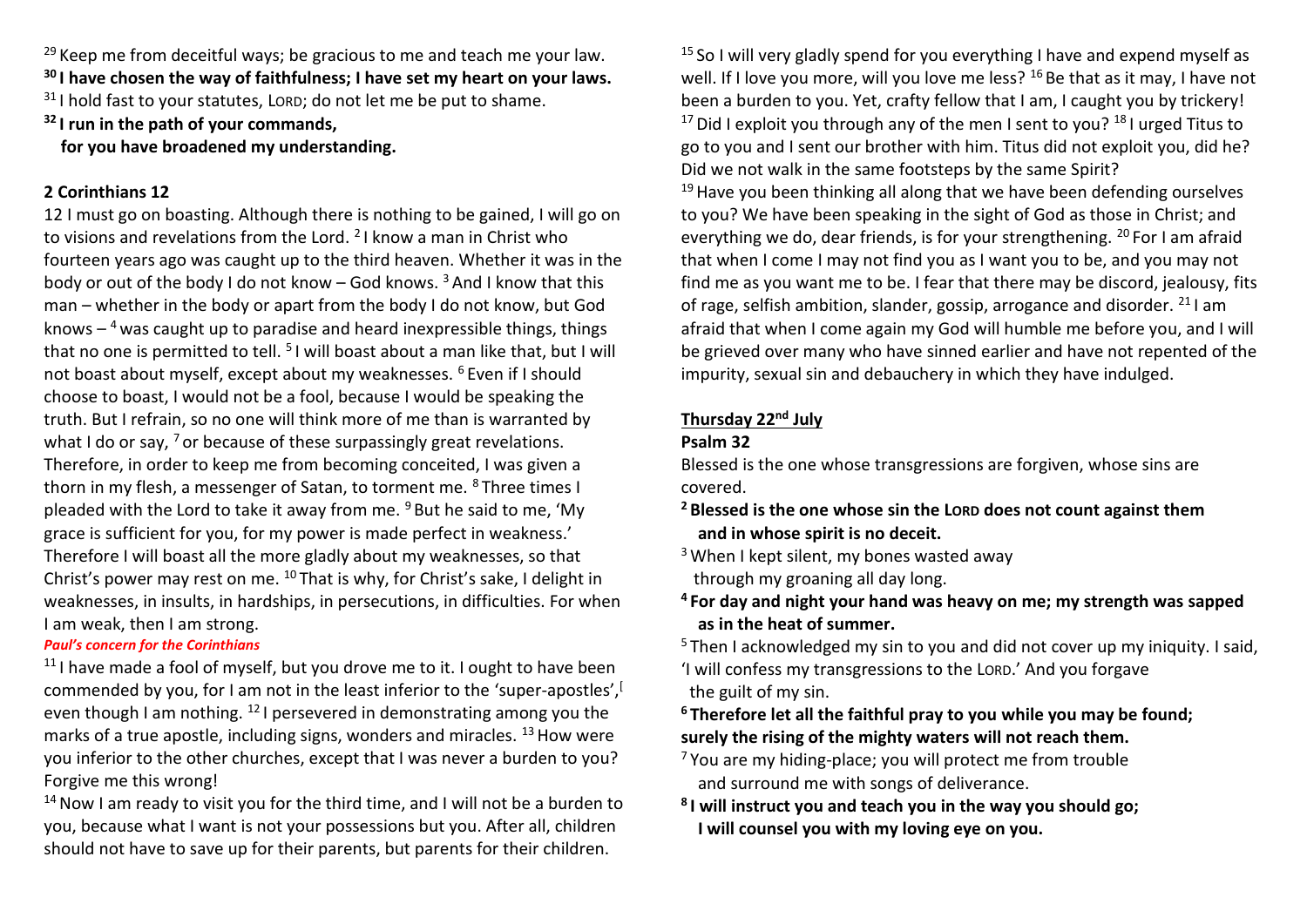[29] Keep me from deceitful ways; be gracious to me and teach me your law.
**[30] I have chosen the way of faithfulness; I have set my heart on your laws.**
[31] I hold fast to your statutes, LORD; do not let me be put to shame.
**[32] I run in the path of your commands,**
**for you have broadened my understanding.**

**2 Corinthians 12**

12 I must go on boasting. Although there is nothing to be gained, I will go on to visions and revelations from the Lord. [2] I know a man in Christ who fourteen years ago was caught up to the third heaven. Whether it was in the body or out of the body I do not know – God knows. [3] And I know that this man – whether in the body or apart from the body I do not know, but God knows – [4] was caught up to paradise and heard inexpressible things, things that no one is permitted to tell. [5] I will boast about a man like that, but I will not boast about myself, except about my weaknesses. [6] Even if I should choose to boast, I would not be a fool, because I would be speaking the truth. But I refrain, so no one will think more of me than is warranted by what I do or say, [7] or because of these surpassingly great revelations. Therefore, in order to keep me from becoming conceited, I was given a thorn in my flesh, a messenger of Satan, to torment me. [8] Three times I pleaded with the Lord to take it away from me. [9] But he said to me, 'My grace is sufficient for you, for my power is made perfect in weakness.' Therefore I will boast all the more gladly about my weaknesses, so that Christ's power may rest on me. [10] That is why, for Christ's sake, I delight in weaknesses, in insults, in hardships, in persecutions, in difficulties. For when I am weak, then I am strong.

***Paul's concern for the Corinthians***

[11] I have made a fool of myself, but you drove me to it. I ought to have been commended by you, for I am not in the least inferior to the 'super-apostles',[ even though I am nothing. [12] I persevered in demonstrating among you the marks of a true apostle, including signs, wonders and miracles. [13] How were you inferior to the other churches, except that I was never a burden to you? Forgive me this wrong!

[14] Now I am ready to visit you for the third time, and I will not be a burden to you, because what I want is not your possessions but you. After all, children should not have to save up for their parents, but parents for their children. [15] So I will very gladly spend for you everything I have and expend myself as well. If I love you more, will you love me less? [16] Be that as it may, I have not been a burden to you. Yet, crafty fellow that I am, I caught you by trickery! [17] Did I exploit you through any of the men I sent to you? [18] I urged Titus to go to you and I sent our brother with him. Titus did not exploit you, did he? Did we not walk in the same footsteps by the same Spirit?

[19] Have you been thinking all along that we have been defending ourselves to you? We have been speaking in the sight of God as those in Christ; and everything we do, dear friends, is for your strengthening. [20] For I am afraid that when I come I may not find you as I want you to be, and you may not find me as you want me to be. I fear that there may be discord, jealousy, fits of rage, selfish ambition, slander, gossip, arrogance and disorder. [21] I am afraid that when I come again my God will humble me before you, and I will be grieved over many who have sinned earlier and have not repented of the impurity, sexual sin and debauchery in which they have indulged.

**Thursday 22nd July**

**Psalm 32**

Blessed is the one whose transgressions are forgiven, whose sins are covered.
**[2] Blessed is the one whose sin the LORD does not count against them**
**and in whose spirit is no deceit.**
[3] When I kept silent, my bones wasted away
through my groaning all day long.
**[4] For day and night your hand was heavy on me; my strength was sapped**
**as in the heat of summer.**
[5] Then I acknowledged my sin to you and did not cover up my iniquity. I said, 'I will confess my transgressions to the LORD.' And you forgave
the guilt of my sin.
**[6] Therefore let all the faithful pray to you while you may be found;**
**surely the rising of the mighty waters will not reach them.**
[7] You are my hiding-place; you will protect me from trouble
and surround me with songs of deliverance.
**[8] I will instruct you and teach you in the way you should go;**
**I will counsel you with my loving eye on you.**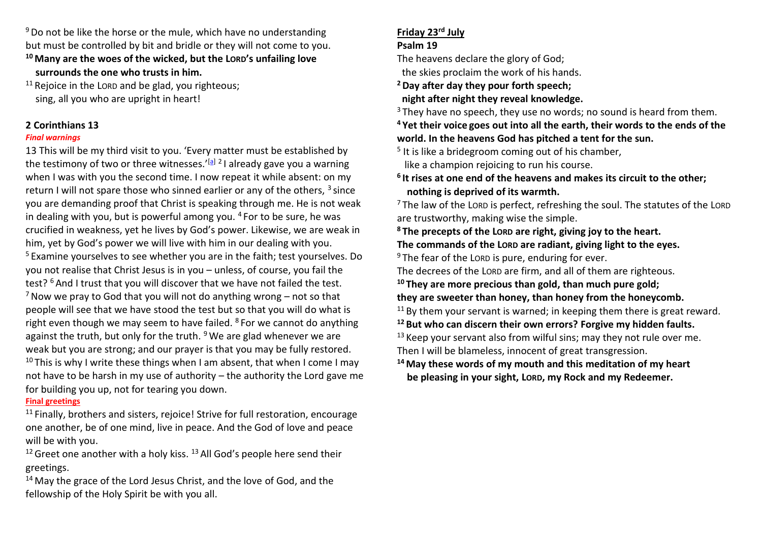[9] Do not be like the horse or the mule, which have no understanding but must be controlled by bit and bridle or they will not come to you.

**[10] Many are the woes of the wicked, but the LORD's unfailing love surrounds the one who trusts in him.**

[11] Rejoice in the LORD and be glad, you righteous; sing, all you who are upright in heart!

### 2 Corinthians 13

***Final warnings***

13 This will be my third visit to you. 'Every matter must be established by the testimony of two or three witnesses.'[a] [2] I already gave you a warning when I was with you the second time. I now repeat it while absent: on my return I will not spare those who sinned earlier or any of the others, [3] since you are demanding proof that Christ is speaking through me. He is not weak in dealing with you, but is powerful among you. [4] For to be sure, he was crucified in weakness, yet he lives by God's power. Likewise, we are weak in him, yet by God's power we will live with him in our dealing with you.

[5] Examine yourselves to see whether you are in the faith; test yourselves. Do you not realise that Christ Jesus is in you – unless, of course, you fail the test? [6] And I trust that you will discover that we have not failed the test.

[7] Now we pray to God that you will not do anything wrong – not so that people will see that we have stood the test but so that you will do what is right even though we may seem to have failed. [8] For we cannot do anything against the truth, but only for the truth. [9] We are glad whenever we are weak but you are strong; and our prayer is that you may be fully restored.

[10] This is why I write these things when I am absent, that when I come I may not have to be harsh in my use of authority – the authority the Lord gave me for building you up, not for tearing you down.

**Final greetings**

[11] Finally, brothers and sisters, rejoice! Strive for full restoration, encourage one another, be of one mind, live in peace. And the God of love and peace will be with you.

[12] Greet one another with a holy kiss. [13] All God's people here send their greetings.

[14] May the grace of the Lord Jesus Christ, and the love of God, and the fellowship of the Holy Spirit be with you all.

## Friday 23rd July

### Psalm 19

The heavens declare the glory of God;
the skies proclaim the work of his hands.

**[2] Day after day they pour forth speech;
night after night they reveal knowledge.**

[3] They have no speech, they use no words; no sound is heard from them.

**[4] Yet their voice goes out into all the earth, their words to the ends of the world. In the heavens God has pitched a tent for the sun.**

[5] It is like a bridegroom coming out of his chamber,
like a champion rejoicing to run his course.

**[6] It rises at one end of the heavens and makes its circuit to the other;
nothing is deprived of its warmth.**

[7] The law of the LORD is perfect, refreshing the soul. The statutes of the LORD are trustworthy, making wise the simple.

**[8] The precepts of the LORD are right, giving joy to the heart.
The commands of the LORD are radiant, giving light to the eyes.**

[9] The fear of the LORD is pure, enduring for ever.
The decrees of the LORD are firm, and all of them are righteous.

**[10] They are more precious than gold, than much pure gold;
they are sweeter than honey, than honey from the honeycomb.**

[11] By them your servant is warned; in keeping them there is great reward.

**[12] But who can discern their own errors? Forgive my hidden faults.**

[13] Keep your servant also from wilful sins; may they not rule over me.
Then I will be blameless, innocent of great transgression.

**[14] May these words of my mouth and this meditation of my heart
be pleasing in your sight, LORD, my Rock and my Redeemer.**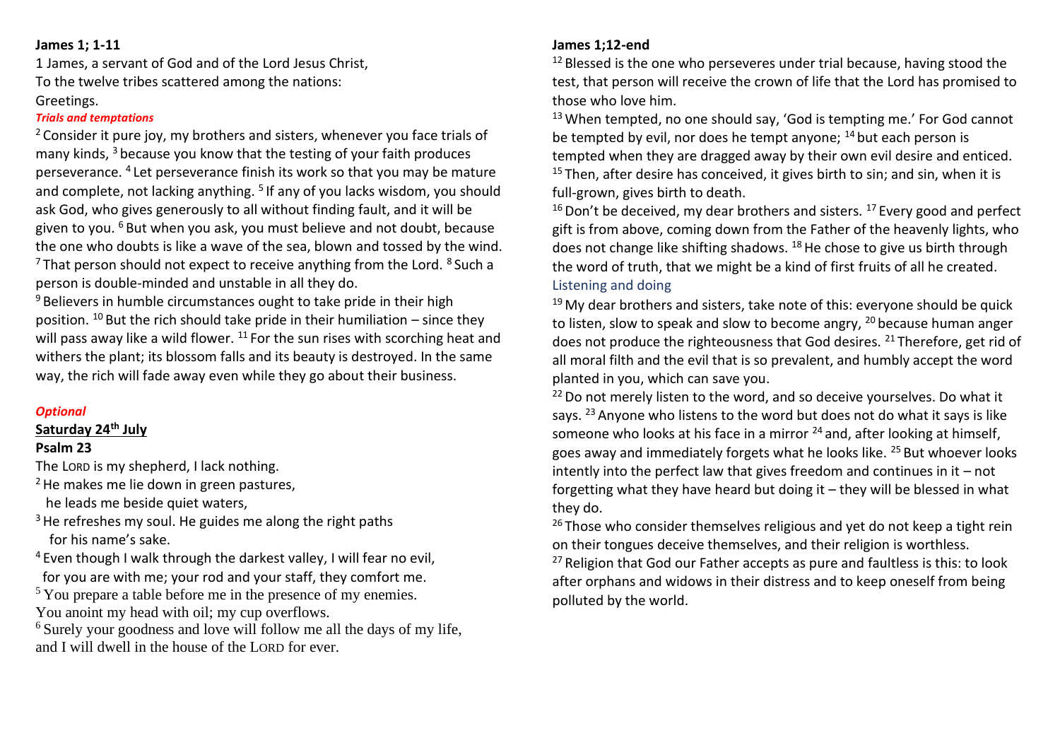**James 1; 1-11**

1 James, a servant of God and of the Lord Jesus Christ,
To the twelve tribes scattered among the nations:
Greetings.

***Trials and temptations***

[2] Consider it pure joy, my brothers and sisters, whenever you face trials of many kinds, [3] because you know that the testing of your faith produces perseverance. [4] Let perseverance finish its work so that you may be mature and complete, not lacking anything. [5] If any of you lacks wisdom, you should ask God, who gives generously to all without finding fault, and it will be given to you. [6] But when you ask, you must believe and not doubt, because the one who doubts is like a wave of the sea, blown and tossed by the wind. [7] That person should not expect to receive anything from the Lord. [8] Such a person is double-minded and unstable in all they do.

[9] Believers in humble circumstances ought to take pride in their high position. [10] But the rich should take pride in their humiliation – since they will pass away like a wild flower. [11] For the sun rises with scorching heat and withers the plant; its blossom falls and its beauty is destroyed. In the same way, the rich will fade away even while they go about their business.

***Optional***

**Saturday 24th July**

**Psalm 23**

The LORD is my shepherd, I lack nothing.
[2] He makes me lie down in green pastures,
he leads me beside quiet waters,
[3] He refreshes my soul. He guides me along the right paths
for his name's sake.
[4] Even though I walk through the darkest valley, I will fear no evil,
for you are with me; your rod and your staff, they comfort me.
[5] You prepare a table before me in the presence of my enemies.
You anoint my head with oil; my cup overflows.
[6] Surely your goodness and love will follow me all the days of my life,
and I will dwell in the house of the LORD for ever.

**James 1;12-end**

[12] Blessed is the one who perseveres under trial because, having stood the test, that person will receive the crown of life that the Lord has promised to those who love him.

[13] When tempted, no one should say, 'God is tempting me.' For God cannot be tempted by evil, nor does he tempt anyone; [14] but each person is tempted when they are dragged away by their own evil desire and enticed. [15] Then, after desire has conceived, it gives birth to sin; and sin, when it is full-grown, gives birth to death.

[16] Don't be deceived, my dear brothers and sisters. [17] Every good and perfect gift is from above, coming down from the Father of the heavenly lights, who does not change like shifting shadows. [18] He chose to give us birth through the word of truth, that we might be a kind of first fruits of all he created.

Listening and doing

[19] My dear brothers and sisters, take note of this: everyone should be quick to listen, slow to speak and slow to become angry, [20] because human anger does not produce the righteousness that God desires. [21] Therefore, get rid of all moral filth and the evil that is so prevalent, and humbly accept the word planted in you, which can save you.

[22] Do not merely listen to the word, and so deceive yourselves. Do what it says. [23] Anyone who listens to the word but does not do what it says is like someone who looks at his face in a mirror [24] and, after looking at himself, goes away and immediately forgets what he looks like. [25] But whoever looks intently into the perfect law that gives freedom and continues in it – not forgetting what they have heard but doing it – they will be blessed in what they do.

[26] Those who consider themselves religious and yet do not keep a tight rein on their tongues deceive themselves, and their religion is worthless. [27] Religion that God our Father accepts as pure and faultless is this: to look after orphans and widows in their distress and to keep oneself from being polluted by the world.